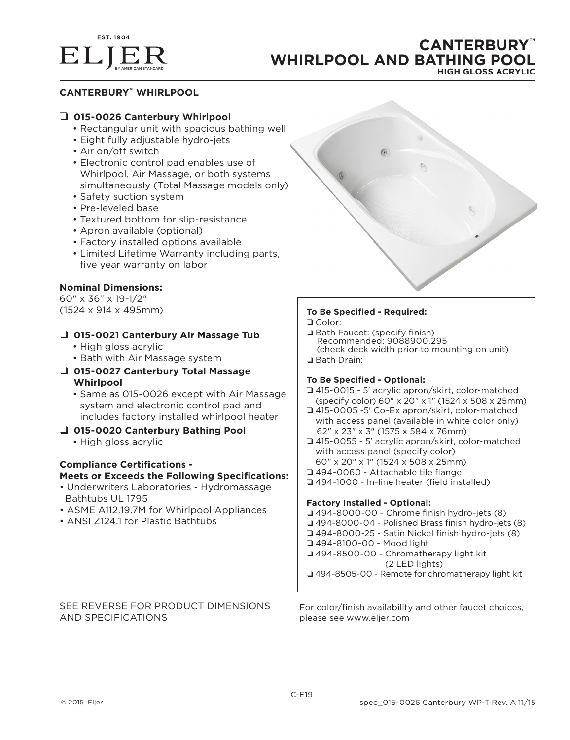EST. 1904

ELJER

BY AMERICAN STANDARD

# CANTERBURY™ WHIRLPOOL AND BATHING POOL

**HIGH GLOSS ACRYLIC**

## CANTERBURY™ WHIRLPOOL

### ❑ 015-0026 Canterbury Whirlpool

- Rectangular unit with spacious bathing well
- Eight fully adjustable hydro-jets
- Air on/off switch
- Electronic control pad enables use of Whirlpool, Air Massage, or both systems simultaneously (Total Massage models only)
- Safety suction system
- Pre-leveled base
- Textured bottom for slip-resistance
- Apron available (optional)
- Factory installed options available
- Limited Lifetime Warranty including parts, five year warranty on labor

**Nominal Dimensions:**
60" x 36" x 19-1/2"
(1524 x 914 x 495mm)

### ❑ 015-0021 Canterbury Air Massage Tub

- High gloss acrylic
- Bath with Air Massage system

### ❑ 015-0027 Canterbury Total Massage Whirlpool

- Same as 015-0026 except with Air Massage system and electronic control pad and includes factory installed whirlpool heater

### ❑ 015-0020 Canterbury Bathing Pool

- High gloss acrylic

**Compliance Certifications - Meets or Exceeds the Following Specifications:**

- Underwriters Laboratories - Hydromassage Bathtubs UL 1795
- ASME A112.19.7M for Whirlpool Appliances
- ANSI Z124.1 for Plastic Bathtubs

**To Be Specified - Required:**

❑ Color:
❑ Bath Faucet: (specify finish)
  Recommended: 9088900.295
  (check deck width prior to mounting on unit)
❑ Bath Drain:

**To Be Specified - Optional:**

❑ 415-0015 - 5' acrylic apron/skirt, color-matched (specify color) 60" x 20" x 1" (1524 x 508 x 25mm)
❑ 415-0005 -5' Co-Ex apron/skirt, color-matched with access panel (available in white color only) 62" x 23" x 3" (1575 x 584 x 76mm)
❑ 415-0055 - 5' acrylic apron/skirt, color-matched with access panel (specify color) 60" x 20" x 1" (1524 x 508 x 25mm)
❑ 494-0060 - Attachable tile flange
❑ 494-1000 - In-line heater (field installed)

**Factory Installed - Optional:**

❑ 494-8000-00 - Chrome finish hydro-jets (8)
❑ 494-8000-04 - Polished Brass finish hydro-jets (8)
❑ 494-8000-25 - Satin Nickel finish hydro-jets (8)
❑ 494-8100-00 - Mood light
❑ 494-8500-00 - Chromatherapy light kit (2 LED lights)
❑ 494-8505-00 - Remote for chromatherapy light kit

SEE REVERSE FOR PRODUCT DIMENSIONS AND SPECIFICATIONS

For color/finish availability and other faucet choices, please see www.eljer.com

© 2015 Eljer

spec_015-0026 Canterbury WP-T Rev. A 11/15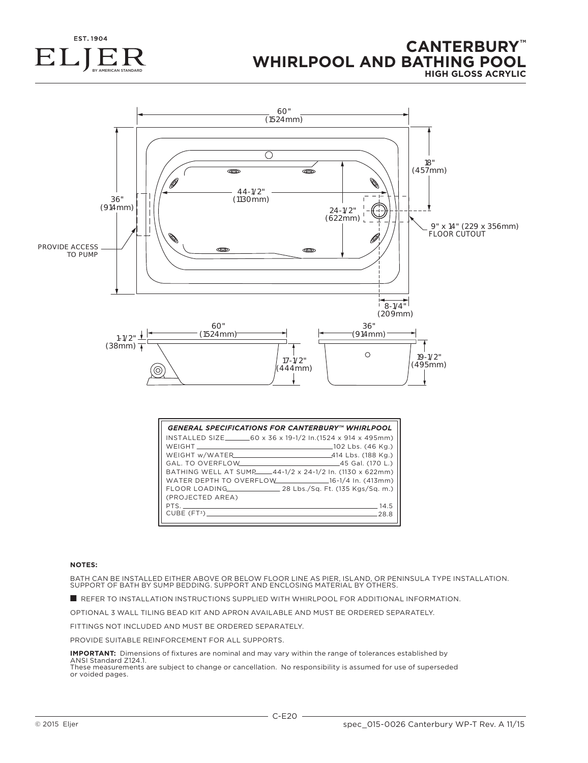EST. 1904

ELJER BY AMERICAN STANDARD

# CANTERBURY™ WHIRLPOOL AND BATHING POOL

**HIGH GLOSS ACRYLIC**

60" (1524mm)

18" (457mm)

36" (914mm)

44-1/2" (1130mm)

24-1/2" (622mm)

9" x 14" (229 x 356mm) FLOOR CUTOUT

PROVIDE ACCESS TO PUMP

8-1/4" (209mm)

60" (1524mm)

1-1/2" (38mm)

17-1/2" (444mm)

36" (914mm)

19-1/2" (495mm)

| *GENERAL SPECIFICATIONS FOR CANTERBURY™ WHIRLPOOL* | |
|---|---|
| INSTALLED SIZE | 60 x 36 x 19-1/2 In.(1524 x 914 x 495mm) |
| WEIGHT | 102 Lbs. (46 Kg.) |
| WEIGHT w/WATER | 414 Lbs. (188 Kg.) |
| GAL. TO OVERFLOW | 45 Gal. (170 L.) |
| BATHING WELL AT SUMP | 44-1/2 x 24-1/2 In. (1130 x 622mm) |
| WATER DEPTH TO OVERFLOW | 16-1/4 In. (413mm) |
| FLOOR LOADING | 28 Lbs./Sq. Ft. (135 Kgs/Sq. m.) |
| (PROJECTED AREA) | |
| PTS. | 14.5 |
| CUBE ($FT^3$) | 28.8 |

**NOTES:**

BATH CAN BE INSTALLED EITHER ABOVE OR BELOW FLOOR LINE AS PIER, ISLAND, OR PENINSULA TYPE INSTALLATION. SUPPORT OF BATH BY SUMP BEDDING. SUPPORT AND ENCLOSING MATERIAL BY OTHERS.

■ REFER TO INSTALLATION INSTRUCTIONS SUPPLIED WITH WHIRLPOOL FOR ADDITIONAL INFORMATION.

OPTIONAL 3 WALL TILING BEAD KIT AND APRON AVAILABLE AND MUST BE ORDERED SEPARATELY.

FITTINGS NOT INCLUDED AND MUST BE ORDERED SEPARATELY.

PROVIDE SUITABLE REINFORCEMENT FOR ALL SUPPORTS.

**IMPORTANT:** Dimensions of fixtures are nominal and may vary within the range of tolerances established by ANSI Standard Z124.1.
These measurements are subject to change or cancellation. No responsibility is assumed for use of superseded or voided pages.

C-E20

© 2015 Eljer

spec_015-0026 Canterbury WP-T Rev. A 11/15